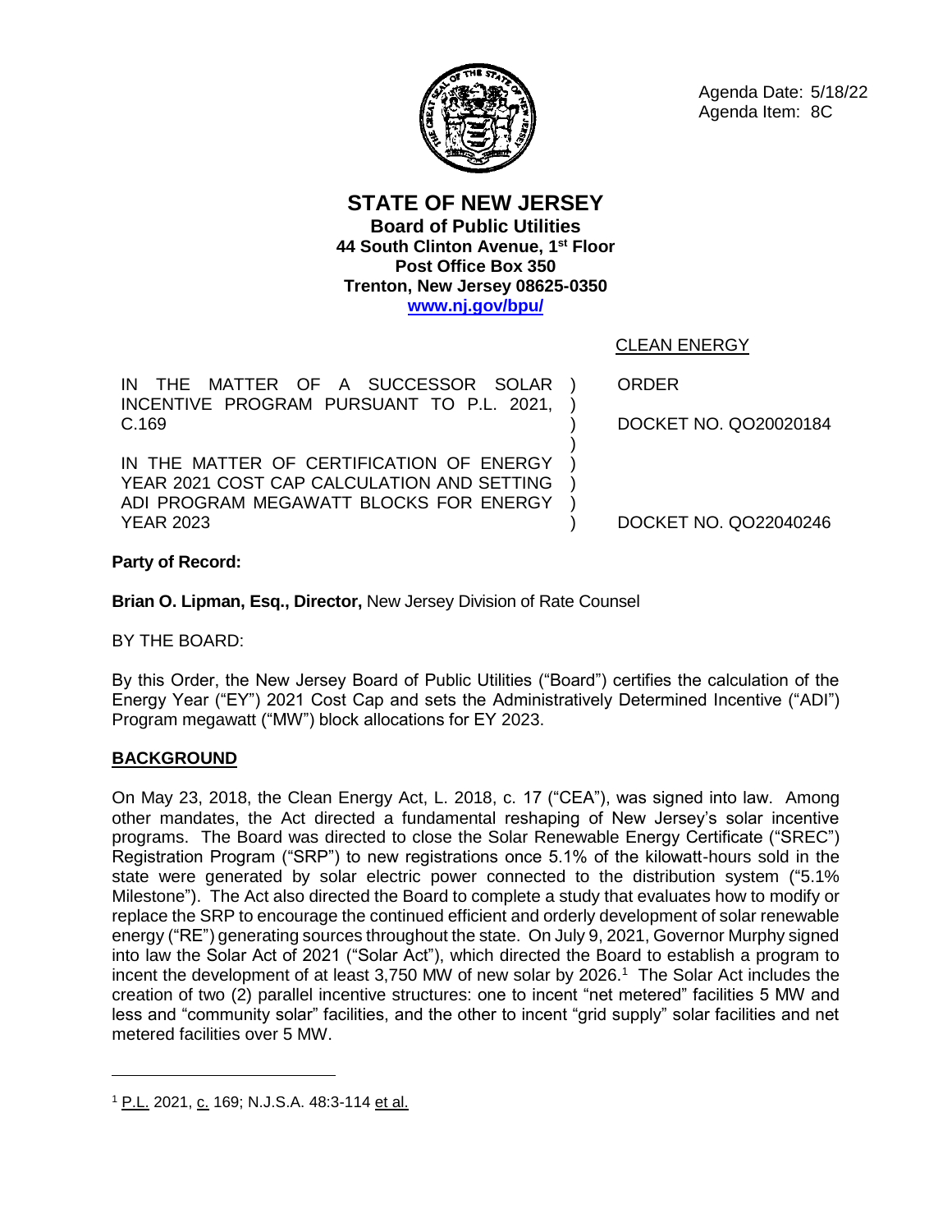Agenda Date: 5/18/22
Agenda Item: 8C

# STATE OF NEW JERSEY

**Board of Public Utilities**
**44 South Clinton Avenue, 1st Floor**
**Post Office Box 350**
**Trenton, New Jersey 08625-0350**
**www.nj.gov/bpu/**

CLEAN ENERGY

| | | |
|---|---|---|
| IN THE MATTER OF A SUCCESSOR SOLAR INCENTIVE PROGRAM PURSUANT TO P.L. 2021, C.169 | ) | ORDER<br><br>DOCKET NO. QO20020184 |
| IN THE MATTER OF CERTIFICATION OF ENERGY YEAR 2021 COST CAP CALCULATION AND SETTING ADI PROGRAM MEGAWATT BLOCKS FOR ENERGY YEAR 2023 | ) | DOCKET NO. QO22040246 |

**Party of Record:**

**Brian O. Lipman, Esq., Director,** New Jersey Division of Rate Counsel

BY THE BOARD:

By this Order, the New Jersey Board of Public Utilities ("Board") certifies the calculation of the Energy Year ("EY") 2021 Cost Cap and sets the Administratively Determined Incentive ("ADI") Program megawatt ("MW") block allocations for EY 2023.

## BACKGROUND

On May 23, 2018, the Clean Energy Act, L. 2018, c. 17 ("CEA"), was signed into law. Among other mandates, the Act directed a fundamental reshaping of New Jersey's solar incentive programs. The Board was directed to close the Solar Renewable Energy Certificate ("SREC") Registration Program ("SRP") to new registrations once 5.1% of the kilowatt-hours sold in the state were generated by solar electric power connected to the distribution system ("5.1% Milestone"). The Act also directed the Board to complete a study that evaluates how to modify or replace the SRP to encourage the continued efficient and orderly development of solar renewable energy ("RE") generating sources throughout the state. On July 9, 2021, Governor Murphy signed into law the Solar Act of 2021 ("Solar Act"), which directed the Board to establish a program to incent the development of at least 3,750 MW of new solar by 2026.[1] The Solar Act includes the creation of two (2) parallel incentive structures: one to incent "net metered" facilities 5 MW and less and "community solar" facilities, and the other to incent "grid supply" solar facilities and net metered facilities over 5 MW.

---

[1] P.L. 2021, c. 169; N.J.S.A. 48:3-114 et al.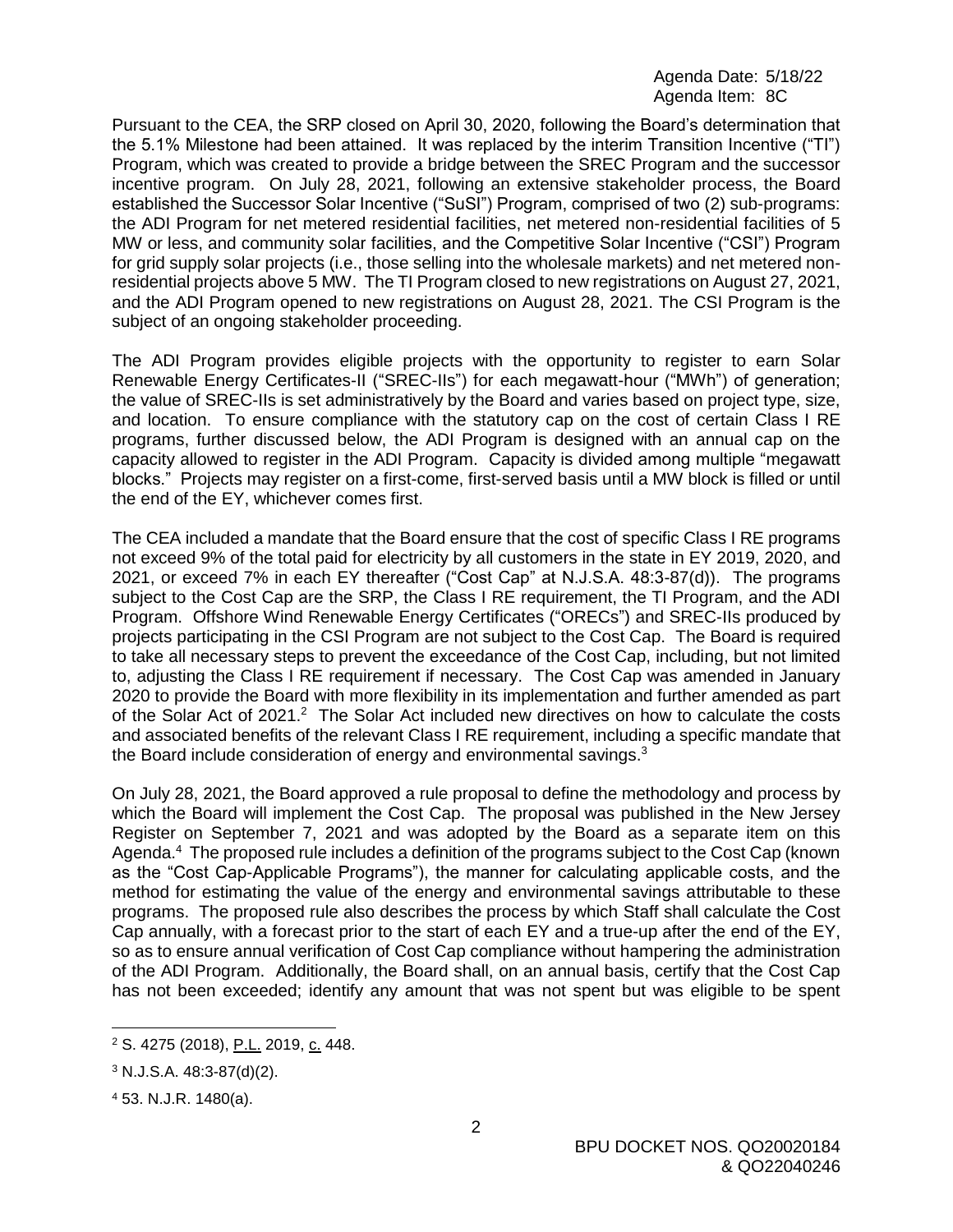Pursuant to the CEA, the SRP closed on April 30, 2020, following the Board's determination that the 5.1% Milestone had been attained. It was replaced by the interim Transition Incentive ("TI") Program, which was created to provide a bridge between the SREC Program and the successor incentive program. On July 28, 2021, following an extensive stakeholder process, the Board established the Successor Solar Incentive ("SuSI") Program, comprised of two (2) sub-programs: the ADI Program for net metered residential facilities, net metered non-residential facilities of 5 MW or less, and community solar facilities, and the Competitive Solar Incentive ("CSI") Program for grid supply solar projects (i.e., those selling into the wholesale markets) and net metered non-residential projects above 5 MW. The TI Program closed to new registrations on August 27, 2021, and the ADI Program opened to new registrations on August 28, 2021. The CSI Program is the subject of an ongoing stakeholder proceeding.

The ADI Program provides eligible projects with the opportunity to register to earn Solar Renewable Energy Certificates-II ("SREC-IIs") for each megawatt-hour ("MWh") of generation; the value of SREC-IIs is set administratively by the Board and varies based on project type, size, and location. To ensure compliance with the statutory cap on the cost of certain Class I RE programs, further discussed below, the ADI Program is designed with an annual cap on the capacity allowed to register in the ADI Program. Capacity is divided among multiple "megawatt blocks." Projects may register on a first-come, first-served basis until a MW block is filled or until the end of the EY, whichever comes first.

The CEA included a mandate that the Board ensure that the cost of specific Class I RE programs not exceed 9% of the total paid for electricity by all customers in the state in EY 2019, 2020, and 2021, or exceed 7% in each EY thereafter ("Cost Cap" at N.J.S.A. 48:3-87(d)). The programs subject to the Cost Cap are the SRP, the Class I RE requirement, the TI Program, and the ADI Program. Offshore Wind Renewable Energy Certificates ("ORECs") and SREC-IIs produced by projects participating in the CSI Program are not subject to the Cost Cap. The Board is required to take all necessary steps to prevent the exceedance of the Cost Cap, including, but not limited to, adjusting the Class I RE requirement if necessary. The Cost Cap was amended in January 2020 to provide the Board with more flexibility in its implementation and further amended as part of the Solar Act of 2021.[2] The Solar Act included new directives on how to calculate the costs and associated benefits of the relevant Class I RE requirement, including a specific mandate that the Board include consideration of energy and environmental savings.[3]

On July 28, 2021, the Board approved a rule proposal to define the methodology and process by which the Board will implement the Cost Cap. The proposal was published in the New Jersey Register on September 7, 2021 and was adopted by the Board as a separate item on this Agenda.[4] The proposed rule includes a definition of the programs subject to the Cost Cap (known as the "Cost Cap-Applicable Programs"), the manner for calculating applicable costs, and the method for estimating the value of the energy and environmental savings attributable to these programs. The proposed rule also describes the process by which Staff shall calculate the Cost Cap annually, with a forecast prior to the start of each EY and a true-up after the end of the EY, so as to ensure annual verification of Cost Cap compliance without hampering the administration of the ADI Program. Additionally, the Board shall, on an annual basis, certify that the Cost Cap has not been exceeded; identify any amount that was not spent but was eligible to be spent

[2] S. 4275 (2018), P.L. 2019, c. 448.

[3] N.J.S.A. 48:3-87(d)(2).

[4] 53. N.J.R. 1480(a).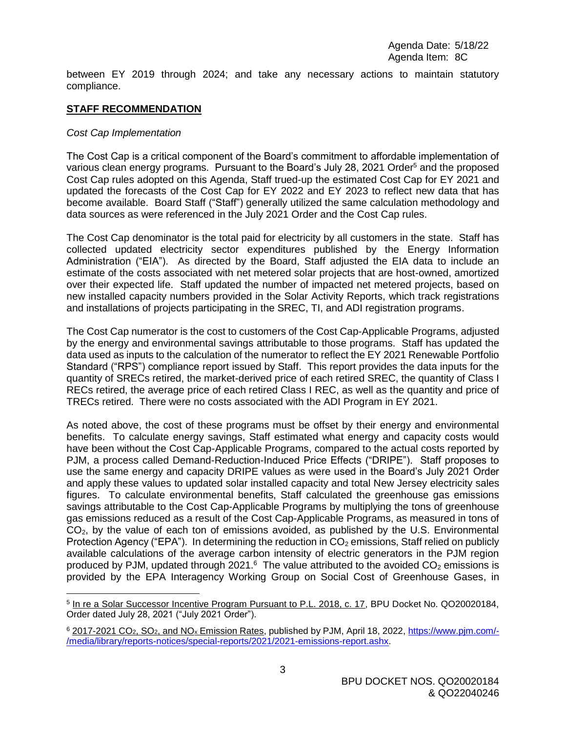between EY 2019 through 2024; and take any necessary actions to maintain statutory compliance.

**STAFF RECOMMENDATION**

*Cost Cap Implementation*

The Cost Cap is a critical component of the Board's commitment to affordable implementation of various clean energy programs. Pursuant to the Board's July 28, 2021 Order[5] and the proposed Cost Cap rules adopted on this Agenda, Staff trued-up the estimated Cost Cap for EY 2021 and updated the forecasts of the Cost Cap for EY 2022 and EY 2023 to reflect new data that has become available. Board Staff ("Staff") generally utilized the same calculation methodology and data sources as were referenced in the July 2021 Order and the Cost Cap rules.

The Cost Cap denominator is the total paid for electricity by all customers in the state. Staff has collected updated electricity sector expenditures published by the Energy Information Administration ("EIA"). As directed by the Board, Staff adjusted the EIA data to include an estimate of the costs associated with net metered solar projects that are host-owned, amortized over their expected life. Staff updated the number of impacted net metered projects, based on new installed capacity numbers provided in the Solar Activity Reports, which track registrations and installations of projects participating in the SREC, TI, and ADI registration programs.

The Cost Cap numerator is the cost to customers of the Cost Cap-Applicable Programs, adjusted by the energy and environmental savings attributable to those programs. Staff has updated the data used as inputs to the calculation of the numerator to reflect the EY 2021 Renewable Portfolio Standard ("RPS") compliance report issued by Staff. This report provides the data inputs for the quantity of SRECs retired, the market-derived price of each retired SREC, the quantity of Class I RECs retired, the average price of each retired Class I REC, as well as the quantity and price of TRECs retired. There were no costs associated with the ADI Program in EY 2021.

As noted above, the cost of these programs must be offset by their energy and environmental benefits. To calculate energy savings, Staff estimated what energy and capacity costs would have been without the Cost Cap-Applicable Programs, compared to the actual costs reported by PJM, a process called Demand-Reduction-Induced Price Effects ("DRIPE"). Staff proposes to use the same energy and capacity DRIPE values as were used in the Board's July 2021 Order and apply these values to updated solar installed capacity and total New Jersey electricity sales figures. To calculate environmental benefits, Staff calculated the greenhouse gas emissions savings attributable to the Cost Cap-Applicable Programs by multiplying the tons of greenhouse gas emissions reduced as a result of the Cost Cap-Applicable Programs, as measured in tons of $CO_2$, by the value of each ton of emissions avoided, as published by the U.S. Environmental Protection Agency ("EPA"). In determining the reduction in $CO_2$ emissions, Staff relied on publicly available calculations of the average carbon intensity of electric generators in the PJM region produced by PJM, updated through 2021.[6] The value attributed to the avoided $CO_2$ emissions is provided by the EPA Interagency Working Group on Social Cost of Greenhouse Gases, in

---

[5] In re a Solar Successor Incentive Program Pursuant to P.L. 2018, c. 17, BPU Docket No. QO20020184, Order dated July 28, 2021 ("July 2021 Order").

[6] 2017-2021 $CO_2$, $SO_2$, and $NO_x$ Emission Rates, published by PJM, April 18, 2022, https://www.pjm.com/-/media/library/reports-notices/special-reports/2021/2021-emissions-report.ashx.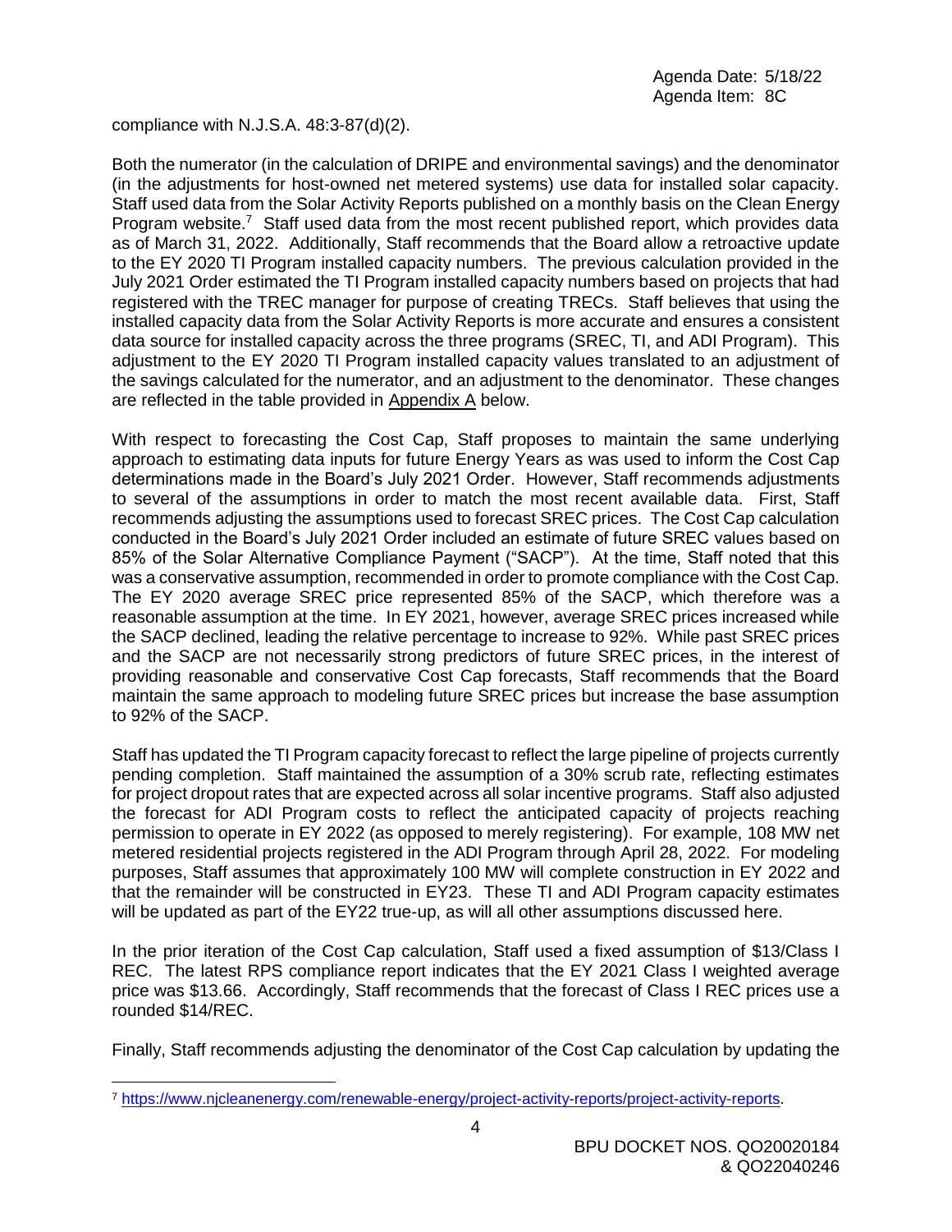compliance with N.J.S.A. 48:3-87(d)(2).

Both the numerator (in the calculation of DRIPE and environmental savings) and the denominator (in the adjustments for host-owned net metered systems) use data for installed solar capacity. Staff used data from the Solar Activity Reports published on a monthly basis on the Clean Energy Program website.[7] Staff used data from the most recent published report, which provides data as of March 31, 2022. Additionally, Staff recommends that the Board allow a retroactive update to the EY 2020 TI Program installed capacity numbers. The previous calculation provided in the July 2021 Order estimated the TI Program installed capacity numbers based on projects that had registered with the TREC manager for purpose of creating TRECs. Staff believes that using the installed capacity data from the Solar Activity Reports is more accurate and ensures a consistent data source for installed capacity across the three programs (SREC, TI, and ADI Program). This adjustment to the EY 2020 TI Program installed capacity values translated to an adjustment of the savings calculated for the numerator, and an adjustment to the denominator. These changes are reflected in the table provided in Appendix A below.

With respect to forecasting the Cost Cap, Staff proposes to maintain the same underlying approach to estimating data inputs for future Energy Years as was used to inform the Cost Cap determinations made in the Board's July 2021 Order. However, Staff recommends adjustments to several of the assumptions in order to match the most recent available data. First, Staff recommends adjusting the assumptions used to forecast SREC prices. The Cost Cap calculation conducted in the Board's July 2021 Order included an estimate of future SREC values based on 85% of the Solar Alternative Compliance Payment ("SACP"). At the time, Staff noted that this was a conservative assumption, recommended in order to promote compliance with the Cost Cap. The EY 2020 average SREC price represented 85% of the SACP, which therefore was a reasonable assumption at the time. In EY 2021, however, average SREC prices increased while the SACP declined, leading the relative percentage to increase to 92%. While past SREC prices and the SACP are not necessarily strong predictors of future SREC prices, in the interest of providing reasonable and conservative Cost Cap forecasts, Staff recommends that the Board maintain the same approach to modeling future SREC prices but increase the base assumption to 92% of the SACP.

Staff has updated the TI Program capacity forecast to reflect the large pipeline of projects currently pending completion. Staff maintained the assumption of a 30% scrub rate, reflecting estimates for project dropout rates that are expected across all solar incentive programs. Staff also adjusted the forecast for ADI Program costs to reflect the anticipated capacity of projects reaching permission to operate in EY 2022 (as opposed to merely registering). For example, 108 MW net metered residential projects registered in the ADI Program through April 28, 2022. For modeling purposes, Staff assumes that approximately 100 MW will complete construction in EY 2022 and that the remainder will be constructed in EY23. These TI and ADI Program capacity estimates will be updated as part of the EY22 true-up, as will all other assumptions discussed here.

In the prior iteration of the Cost Cap calculation, Staff used a fixed assumption of $13/Class I REC. The latest RPS compliance report indicates that the EY 2021 Class I weighted average price was $13.66. Accordingly, Staff recommends that the forecast of Class I REC prices use a rounded $14/REC.

Finally, Staff recommends adjusting the denominator of the Cost Cap calculation by updating the

[7] https://www.njcleanenergy.com/renewable-energy/project-activity-reports/project-activity-reports.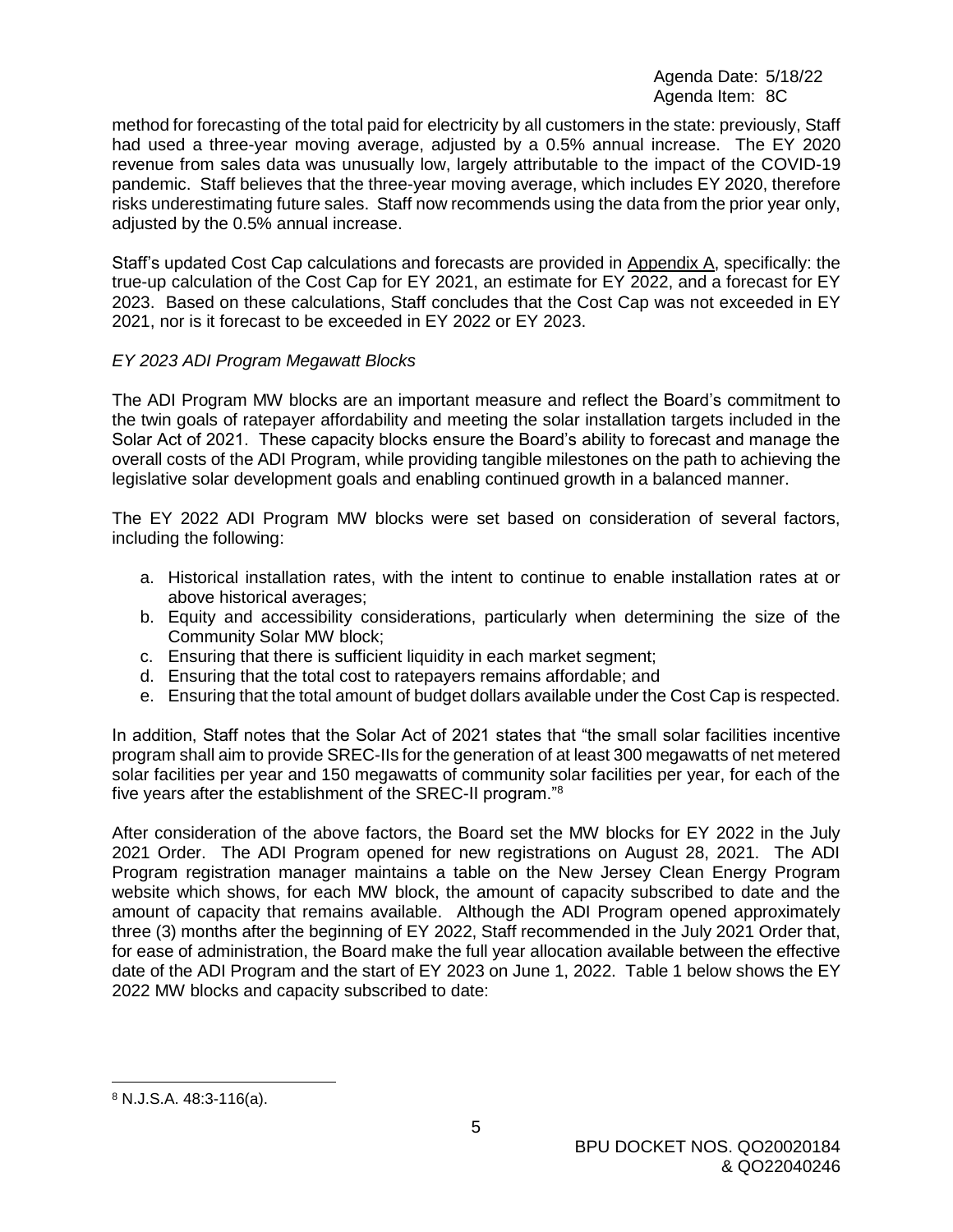method for forecasting of the total paid for electricity by all customers in the state: previously, Staff had used a three-year moving average, adjusted by a 0.5% annual increase. The EY 2020 revenue from sales data was unusually low, largely attributable to the impact of the COVID-19 pandemic. Staff believes that the three-year moving average, which includes EY 2020, therefore risks underestimating future sales. Staff now recommends using the data from the prior year only, adjusted by the 0.5% annual increase.

Staff's updated Cost Cap calculations and forecasts are provided in Appendix A, specifically: the true-up calculation of the Cost Cap for EY 2021, an estimate for EY 2022, and a forecast for EY 2023. Based on these calculations, Staff concludes that the Cost Cap was not exceeded in EY 2021, nor is it forecast to be exceeded in EY 2022 or EY 2023.

*EY 2023 ADI Program Megawatt Blocks*

The ADI Program MW blocks are an important measure and reflect the Board's commitment to the twin goals of ratepayer affordability and meeting the solar installation targets included in the Solar Act of 2021. These capacity blocks ensure the Board's ability to forecast and manage the overall costs of the ADI Program, while providing tangible milestones on the path to achieving the legislative solar development goals and enabling continued growth in a balanced manner.

The EY 2022 ADI Program MW blocks were set based on consideration of several factors, including the following:

a. Historical installation rates, with the intent to continue to enable installation rates at or above historical averages;
b. Equity and accessibility considerations, particularly when determining the size of the Community Solar MW block;
c. Ensuring that there is sufficient liquidity in each market segment;
d. Ensuring that the total cost to ratepayers remains affordable; and
e. Ensuring that the total amount of budget dollars available under the Cost Cap is respected.

In addition, Staff notes that the Solar Act of 2021 states that "the small solar facilities incentive program shall aim to provide SREC-IIs for the generation of at least 300 megawatts of net metered solar facilities per year and 150 megawatts of community solar facilities per year, for each of the five years after the establishment of the SREC-II program."[8]

After consideration of the above factors, the Board set the MW blocks for EY 2022 in the July 2021 Order. The ADI Program opened for new registrations on August 28, 2021. The ADI Program registration manager maintains a table on the New Jersey Clean Energy Program website which shows, for each MW block, the amount of capacity subscribed to date and the amount of capacity that remains available. Although the ADI Program opened approximately three (3) months after the beginning of EY 2022, Staff recommended in the July 2021 Order that, for ease of administration, the Board make the full year allocation available between the effective date of the ADI Program and the start of EY 2023 on June 1, 2022. Table 1 below shows the EY 2022 MW blocks and capacity subscribed to date:

[8] N.J.S.A. 48:3-116(a).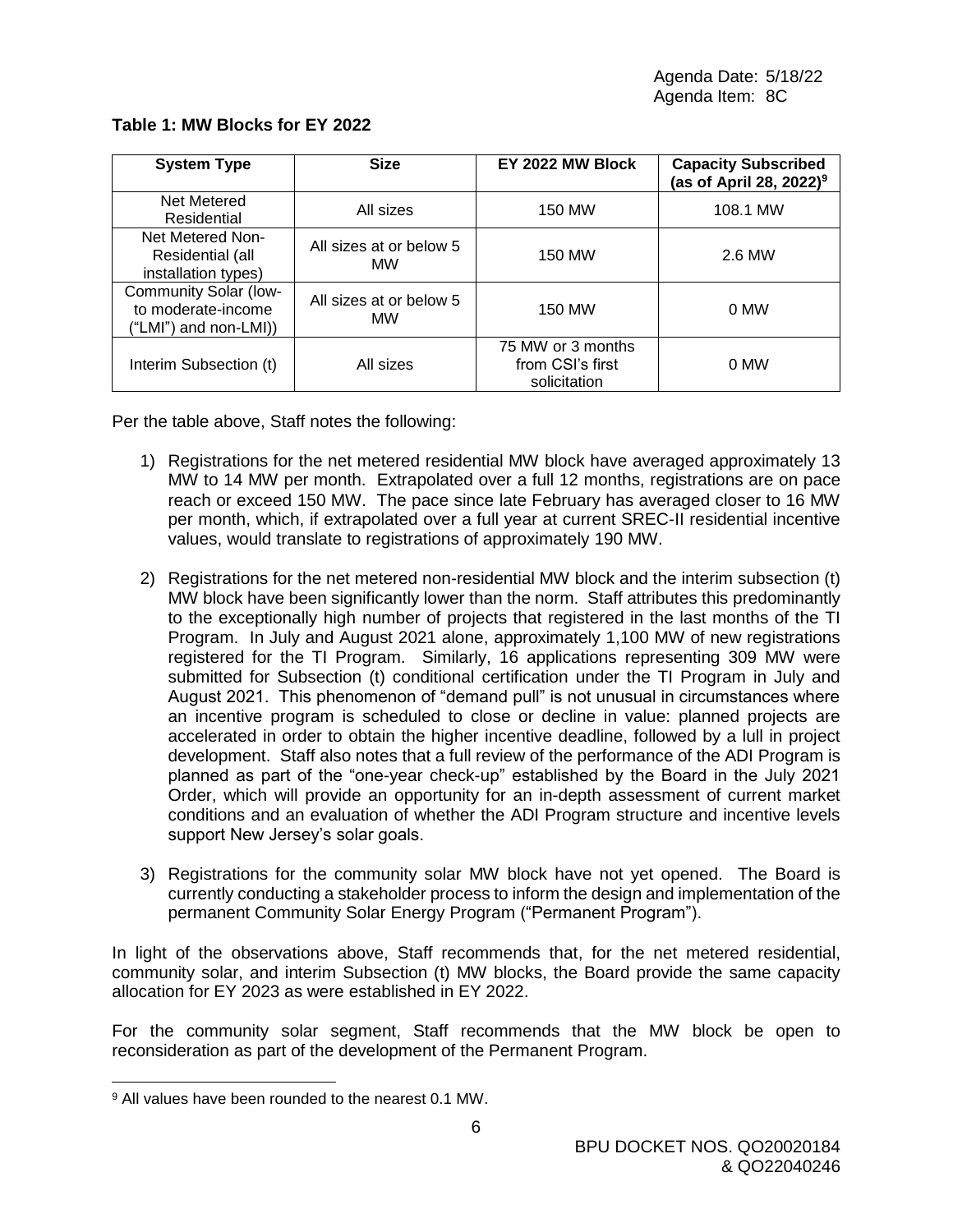**Table 1: MW Blocks for EY 2022**

| System Type | Size | EY 2022 MW Block | Capacity Subscribed (as of April 28, 2022)[9] |
|---|---|---|---|
| Net Metered Residential | All sizes | 150 MW | 108.1 MW |
| Net Metered Non-Residential (all installation types) | All sizes at or below 5 MW | 150 MW | 2.6 MW |
| Community Solar (low-to moderate-income ("LMI") and non-LMI)) | All sizes at or below 5 MW | 150 MW | 0 MW |
| Interim Subsection (t) | All sizes | 75 MW or 3 months from CSI's first solicitation | 0 MW |

Per the table above, Staff notes the following:

1) Registrations for the net metered residential MW block have averaged approximately 13 MW to 14 MW per month. Extrapolated over a full 12 months, registrations are on pace reach or exceed 150 MW. The pace since late February has averaged closer to 16 MW per month, which, if extrapolated over a full year at current SREC-II residential incentive values, would translate to registrations of approximately 190 MW.

2) Registrations for the net metered non-residential MW block and the interim subsection (t) MW block have been significantly lower than the norm. Staff attributes this predominantly to the exceptionally high number of projects that registered in the last months of the TI Program. In July and August 2021 alone, approximately 1,100 MW of new registrations registered for the TI Program. Similarly, 16 applications representing 309 MW were submitted for Subsection (t) conditional certification under the TI Program in July and August 2021. This phenomenon of "demand pull" is not unusual in circumstances where an incentive program is scheduled to close or decline in value: planned projects are accelerated in order to obtain the higher incentive deadline, followed by a lull in project development. Staff also notes that a full review of the performance of the ADI Program is planned as part of the "one-year check-up" established by the Board in the July 2021 Order, which will provide an opportunity for an in-depth assessment of current market conditions and an evaluation of whether the ADI Program structure and incentive levels support New Jersey's solar goals.

3) Registrations for the community solar MW block have not yet opened. The Board is currently conducting a stakeholder process to inform the design and implementation of the permanent Community Solar Energy Program ("Permanent Program").

In light of the observations above, Staff recommends that, for the net metered residential, community solar, and interim Subsection (t) MW blocks, the Board provide the same capacity allocation for EY 2023 as were established in EY 2022.

For the community solar segment, Staff recommends that the MW block be open to reconsideration as part of the development of the Permanent Program.

[9] All values have been rounded to the nearest 0.1 MW.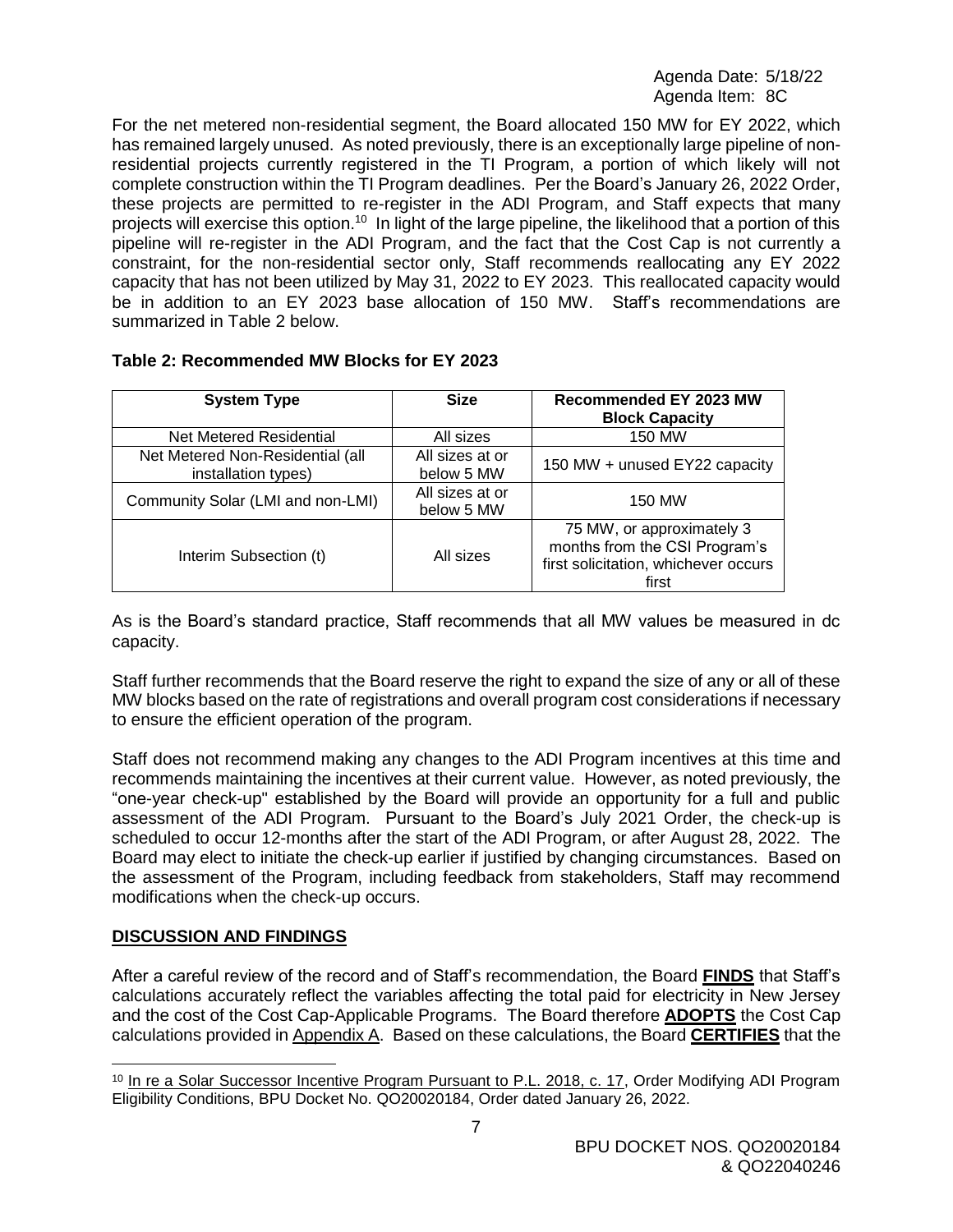For the net metered non-residential segment, the Board allocated 150 MW for EY 2022, which has remained largely unused. As noted previously, there is an exceptionally large pipeline of non-residential projects currently registered in the TI Program, a portion of which likely will not complete construction within the TI Program deadlines. Per the Board's January 26, 2022 Order, these projects are permitted to re-register in the ADI Program, and Staff expects that many projects will exercise this option.[10] In light of the large pipeline, the likelihood that a portion of this pipeline will re-register in the ADI Program, and the fact that the Cost Cap is not currently a constraint, for the non-residential sector only, Staff recommends reallocating any EY 2022 capacity that has not been utilized by May 31, 2022 to EY 2023. This reallocated capacity would be in addition to an EY 2023 base allocation of 150 MW. Staff's recommendations are summarized in Table 2 below.

**Table 2: Recommended MW Blocks for EY 2023**

| System Type | Size | Recommended EY 2023 MW Block Capacity |
|---|---|---|
| Net Metered Residential | All sizes | 150 MW |
| Net Metered Non-Residential (all installation types) | All sizes at or below 5 MW | 150 MW + unused EY22 capacity |
| Community Solar (LMI and non-LMI) | All sizes at or below 5 MW | 150 MW |
| Interim Subsection (t) | All sizes | 75 MW, or approximately 3 months from the CSI Program's first solicitation, whichever occurs first |

As is the Board's standard practice, Staff recommends that all MW values be measured in dc capacity.

Staff further recommends that the Board reserve the right to expand the size of any or all of these MW blocks based on the rate of registrations and overall program cost considerations if necessary to ensure the efficient operation of the program.

Staff does not recommend making any changes to the ADI Program incentives at this time and recommends maintaining the incentives at their current value. However, as noted previously, the "one-year check-up" established by the Board will provide an opportunity for a full and public assessment of the ADI Program. Pursuant to the Board's July 2021 Order, the check-up is scheduled to occur 12-months after the start of the ADI Program, or after August 28, 2022. The Board may elect to initiate the check-up earlier if justified by changing circumstances. Based on the assessment of the Program, including feedback from stakeholders, Staff may recommend modifications when the check-up occurs.

## DISCUSSION AND FINDINGS

After a careful review of the record and of Staff's recommendation, the Board **FINDS** that Staff's calculations accurately reflect the variables affecting the total paid for electricity in New Jersey and the cost of the Cost Cap-Applicable Programs. The Board therefore **ADOPTS** the Cost Cap calculations provided in Appendix A. Based on these calculations, the Board **CERTIFIES** that the

[10] In re a Solar Successor Incentive Program Pursuant to P.L. 2018, c. 17, Order Modifying ADI Program Eligibility Conditions, BPU Docket No. QO20020184, Order dated January 26, 2022.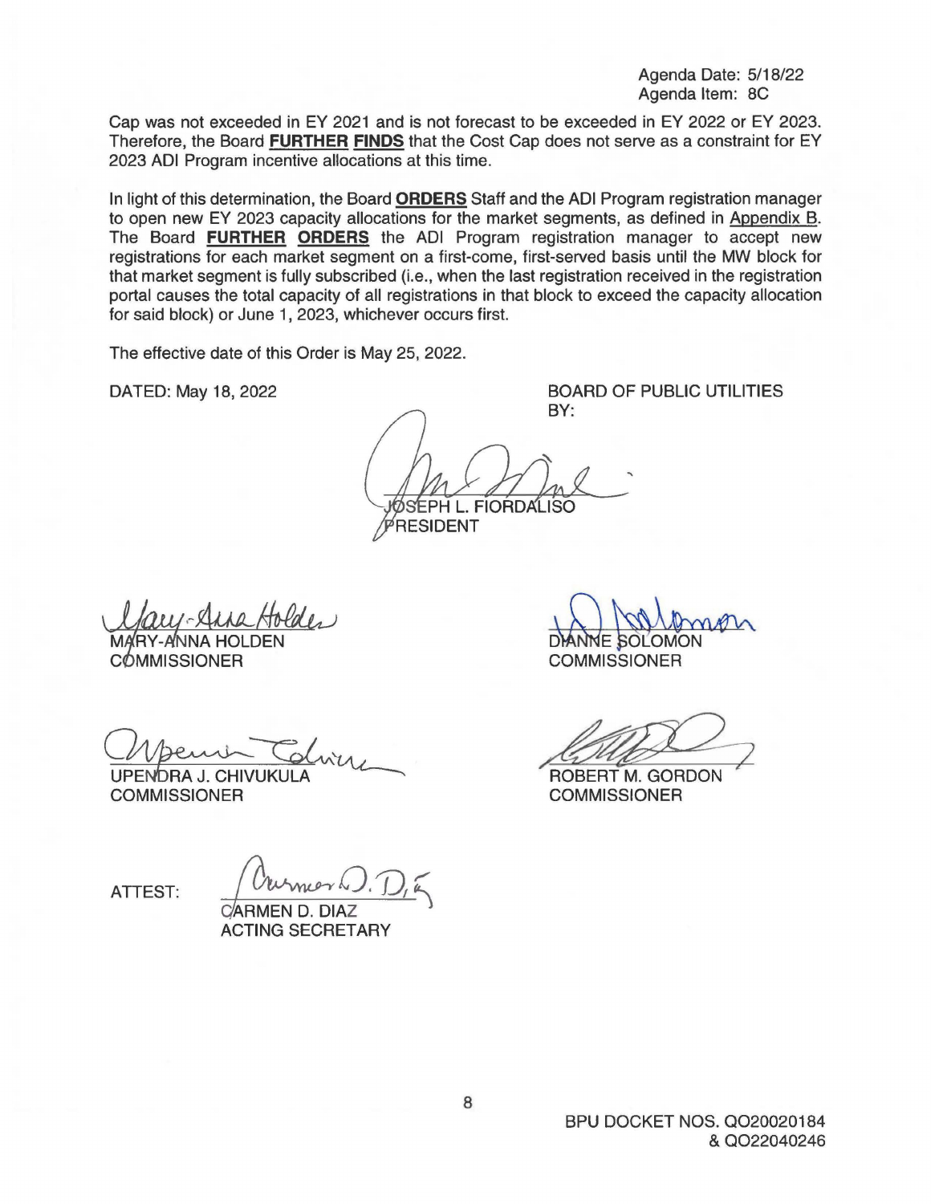Cap was not exceeded in EY 2021 and is not forecast to be exceeded in EY 2022 or EY 2023. Therefore, the Board **FURTHER FINDS** that the Cost Cap does not serve as a constraint for EY 2023 ADI Program incentive allocations at this time.

In light of this determination, the Board **ORDERS** Staff and the ADI Program registration manager to open new EY 2023 capacity allocations for the market segments, as defined in Appendix B. The Board **FURTHER ORDERS** the ADI Program registration manager to accept new registrations for each market segment on a first-come, first-served basis until the MW block for that market segment is fully subscribed (i.e., when the last registration received in the registration portal causes the total capacity of all registrations in that block to exceed the capacity allocation for said block) or June 1, 2023, whichever occurs first.

The effective date of this Order is May 25, 2022.

DATED: May 18, 2022

BOARD OF PUBLIC UTILITIES
BY:

JOSEPH L. FIORDALISO
PRESIDENT

MARY-ANNA HOLDEN
COMMISSIONER

DIANNE SOLOMON
COMMISSIONER

UPENDRA J. CHIVUKULA
COMMISSIONER

ROBERT M. GORDON
COMMISSIONER

ATTEST:

CARMEN D. DIAZ
ACTING SECRETARY

BPU DOCKET NOS. QO20020184 & QO22040246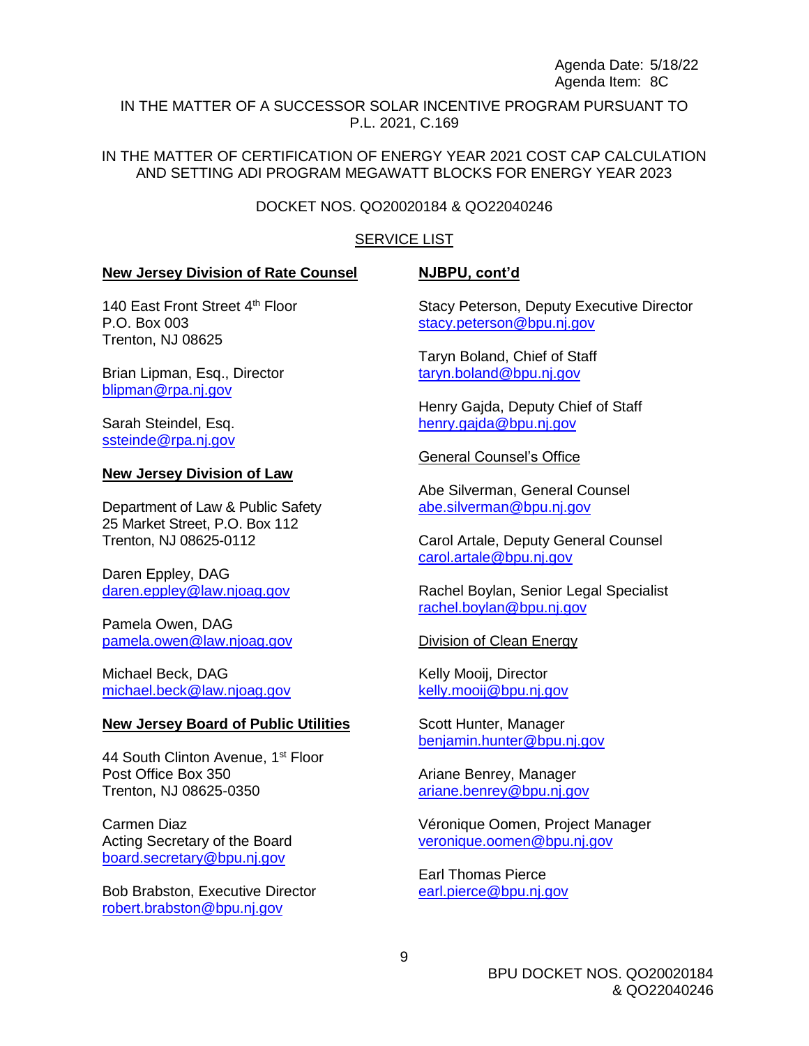Agenda Date: 5/18/22
Agenda Item: 8C

IN THE MATTER OF A SUCCESSOR SOLAR INCENTIVE PROGRAM PURSUANT TO P.L. 2021, C.169

IN THE MATTER OF CERTIFICATION OF ENERGY YEAR 2021 COST CAP CALCULATION AND SETTING ADI PROGRAM MEGAWATT BLOCKS FOR ENERGY YEAR 2023

DOCKET NOS. QO20020184 & QO22040246

SERVICE LIST

**New Jersey Division of Rate Counsel**

140 East Front Street 4th Floor
P.O. Box 003
Trenton, NJ 08625

Brian Lipman, Esq., Director
blipman@rpa.nj.gov

Sarah Steindel, Esq.
ssteinde@rpa.nj.gov

**New Jersey Division of Law**

Department of Law & Public Safety
25 Market Street, P.O. Box 112
Trenton, NJ 08625-0112

Daren Eppley, DAG
daren.eppley@law.njoag.gov

Pamela Owen, DAG
pamela.owen@law.njoag.gov

Michael Beck, DAG
michael.beck@law.njoag.gov

**New Jersey Board of Public Utilities**

44 South Clinton Avenue, 1st Floor
Post Office Box 350
Trenton, NJ 08625-0350

Carmen Diaz
Acting Secretary of the Board
board.secretary@bpu.nj.gov

Bob Brabston, Executive Director
robert.brabston@bpu.nj.gov

**NJBPU, cont'd**

Stacy Peterson, Deputy Executive Director
stacy.peterson@bpu.nj.gov

Taryn Boland, Chief of Staff
taryn.boland@bpu.nj.gov

Henry Gajda, Deputy Chief of Staff
henry.gajda@bpu.nj.gov

General Counsel's Office

Abe Silverman, General Counsel
abe.silverman@bpu.nj.gov

Carol Artale, Deputy General Counsel
carol.artale@bpu.nj.gov

Rachel Boylan, Senior Legal Specialist
rachel.boylan@bpu.nj.gov

Division of Clean Energy

Kelly Mooij, Director
kelly.mooij@bpu.nj.gov

Scott Hunter, Manager
benjamin.hunter@bpu.nj.gov

Ariane Benrey, Manager
ariane.benrey@bpu.nj.gov

Véronique Oomen, Project Manager
veronique.oomen@bpu.nj.gov

Earl Thomas Pierce
earl.pierce@bpu.nj.gov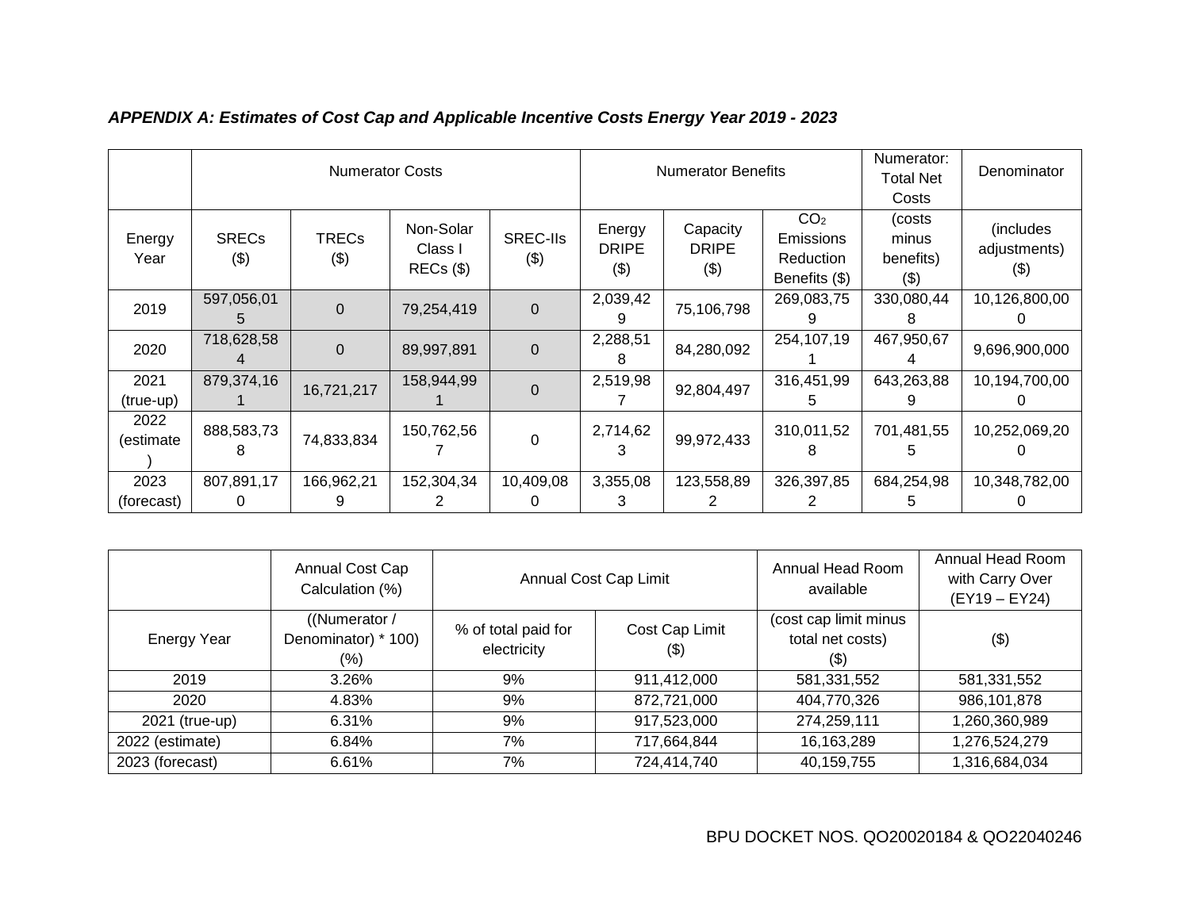***APPENDIX A: Estimates of Cost Cap and Applicable Incentive Costs Energy Year 2019 - 2023***

| | Numerator Costs | | | | Numerator Benefits | | | Numerator: Total Net Costs | Denominator |
|---|---|---|---|---|---|---|---|---|---|
| Energy Year | SRECs ($) | TRECs ($) | Non-Solar Class I RECs ($) | SREC-IIs ($) | Energy DRIPE ($) | Capacity DRIPE ($) | $CO_2$ Emissions Reduction Benefits ($) | (costs minus benefits) ($) | (includes adjustments) ($) |
| 2019 | 597,056,015 | 0 | 79,254,419 | 0 | 2,039,429 | 75,106,798 | 269,083,759 | 330,080,448 | 10,126,800,000 |
| 2020 | 718,628,584 | 0 | 89,997,891 | 0 | 2,288,518 | 84,280,092 | 254,107,191 | 467,950,674 | 9,696,900,000 |
| 2021 (true-up) | 879,374,161 | 16,721,217 | 158,944,991 | 0 | 2,519,987 | 92,804,497 | 316,451,995 | 643,263,889 | 10,194,700,000 |
| 2022 (estimate) | 888,583,738 | 74,833,834 | 150,762,567 | 0 | 2,714,623 | 99,972,433 | 310,011,528 | 701,481,555 | 10,252,069,200 |
| 2023 (forecast) | 807,891,170 | 166,962,219 | 152,304,342 | 10,409,080 | 3,355,083 | 123,558,892 | 326,397,852 | 684,254,985 | 10,348,782,000 |

| | Annual Cost Cap Calculation (%) | Annual Cost Cap Limit | | Annual Head Room available | Annual Head Room with Carry Over (EY19 – EY24) |
|---|---|---|---|---|---|
| Energy Year | ((Numerator / Denominator) * 100) (%) | % of total paid for electricity | Cost Cap Limit ($) | (cost cap limit minus total net costs) ($) | ($) |
| 2019 | 3.26% | 9% | 911,412,000 | 581,331,552 | 581,331,552 |
| 2020 | 4.83% | 9% | 872,721,000 | 404,770,326 | 986,101,878 |
| 2021 (true-up) | 6.31% | 9% | 917,523,000 | 274,259,111 | 1,260,360,989 |
| 2022 (estimate) | 6.84% | 7% | 717,664,844 | 16,163,289 | 1,276,524,279 |
| 2023 (forecast) | 6.61% | 7% | 724,414,740 | 40,159,755 | 1,316,684,034 |

BPU DOCKET NOS. QO20020184 & QO22040246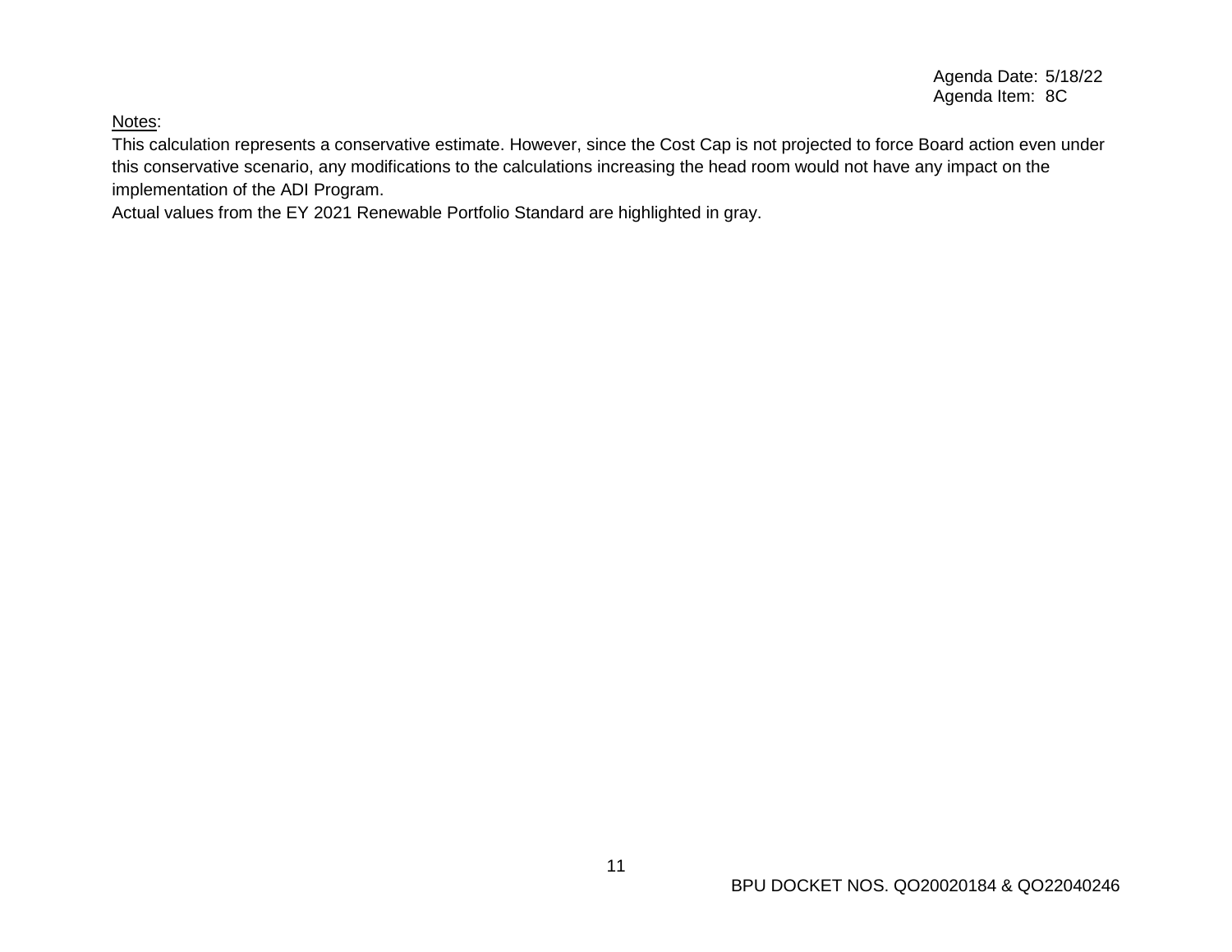Notes:

This calculation represents a conservative estimate. However, since the Cost Cap is not projected to force Board action even under this conservative scenario, any modifications to the calculations increasing the head room would not have any impact on the implementation of the ADI Program.

Actual values from the EY 2021 Renewable Portfolio Standard are highlighted in gray.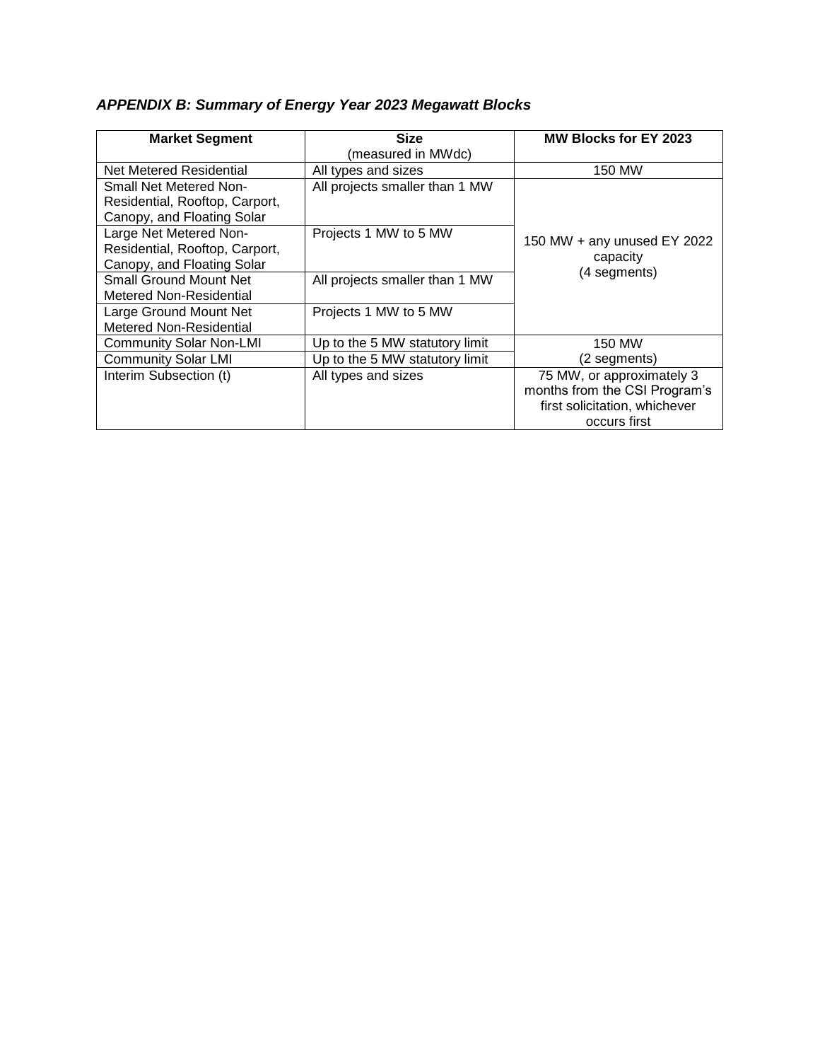***APPENDIX B: Summary of Energy Year 2023 Megawatt Blocks***

| **Market Segment** | **Size** (measured in MWdc) | **MW Blocks for EY 2023** |
|---|---|---|
| Net Metered Residential | All types and sizes | 150 MW |
| Small Net Metered Non-Residential, Rooftop, Carport, Canopy, and Floating Solar | All projects smaller than 1 MW | 150 MW + any unused EY 2022 capacity (4 segments) |
| Large Net Metered Non-Residential, Rooftop, Carport, Canopy, and Floating Solar | Projects 1 MW to 5 MW | |
| Small Ground Mount Net Metered Non-Residential | All projects smaller than 1 MW | |
| Large Ground Mount Net Metered Non-Residential | Projects 1 MW to 5 MW | |
| Community Solar Non-LMI | Up to the 5 MW statutory limit | 150 MW (2 segments) |
| Community Solar LMI | Up to the 5 MW statutory limit | |
| Interim Subsection (t) | All types and sizes | 75 MW, or approximately 3 months from the CSI Program's first solicitation, whichever occurs first |